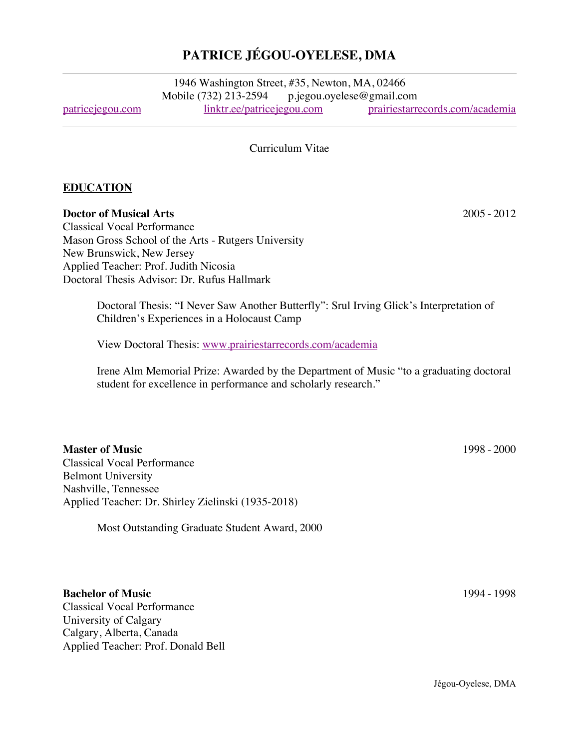# PATRICE JÉGOU-OYELESE, DMA

1946 Washington Street, #35, Newton, MA, 02466
Mobile (732) 213-2594 p.jegou.oyelese@gmail.com
patricejegou.com linktr.ee/patricejegou.com prairiestarrecords.com/academia

Curriculum Vitae

## EDUCATION

**Doctor of Musical Arts** 2005 - 2012
Classical Vocal Performance
Mason Gross School of the Arts - Rutgers University
New Brunswick, New Jersey
Applied Teacher: Prof. Judith Nicosia
Doctoral Thesis Advisor: Dr. Rufus Hallmark

> Doctoral Thesis: "I Never Saw Another Butterfly": Srul Irving Glick's Interpretation of Children's Experiences in a Holocaust Camp
>
> View Doctoral Thesis: www.prairiestarrecords.com/academia
>
> Irene Alm Memorial Prize: Awarded by the Department of Music "to a graduating doctoral student for excellence in performance and scholarly research."

**Master of Music** 1998 - 2000
Classical Vocal Performance
Belmont University
Nashville, Tennessee
Applied Teacher: Dr. Shirley Zielinski (1935-2018)

> Most Outstanding Graduate Student Award, 2000

**Bachelor of Music** 1994 - 1998
Classical Vocal Performance
University of Calgary
Calgary, Alberta, Canada
Applied Teacher: Prof. Donald Bell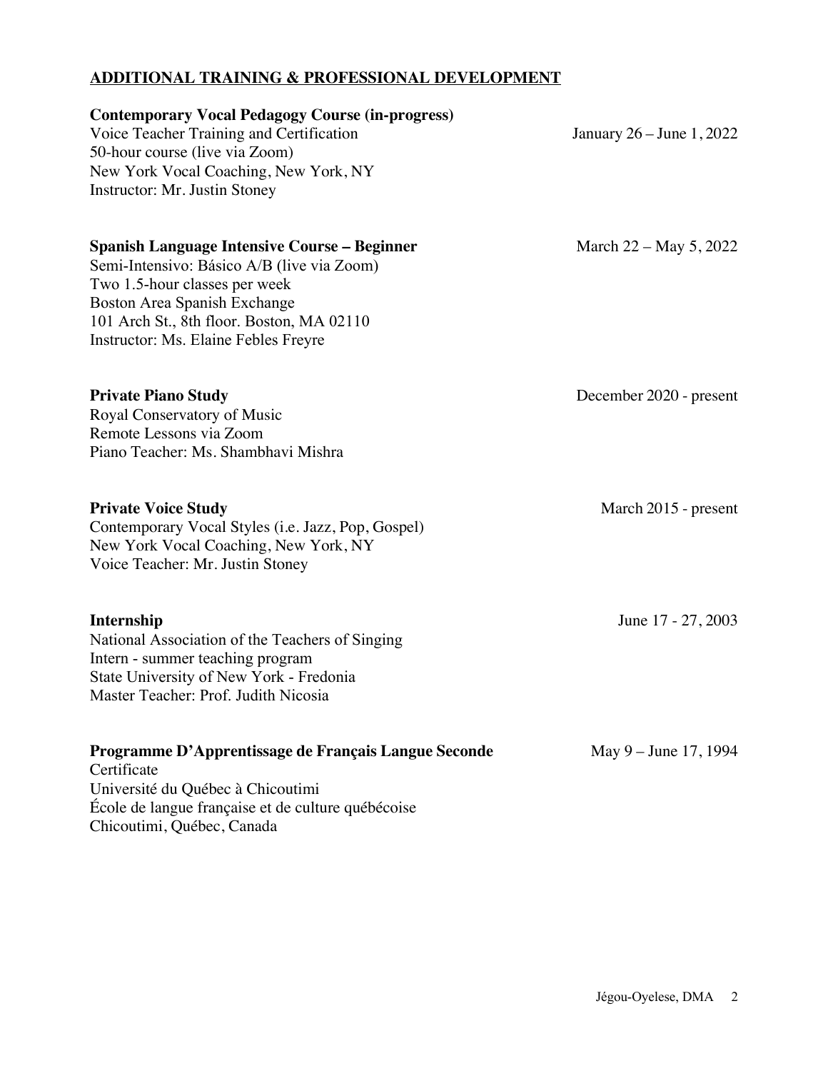## ADDITIONAL TRAINING & PROFESSIONAL DEVELOPMENT

**Contemporary Vocal Pedagogy Course (in-progress)**
Voice Teacher Training and Certification — January 26 – June 1, 2022
50-hour course (live via Zoom)
New York Vocal Coaching, New York, NY
Instructor: Mr. Justin Stoney

**Spanish Language Intensive Course – Beginner** — March 22 – May 5, 2022
Semi-Intensivo: Básico A/B (live via Zoom)
Two 1.5-hour classes per week
Boston Area Spanish Exchange
101 Arch St., 8th floor. Boston, MA 02110
Instructor: Ms. Elaine Febles Freyre

**Private Piano Study** — December 2020 - present
Royal Conservatory of Music
Remote Lessons via Zoom
Piano Teacher: Ms. Shambhavi Mishra

**Private Voice Study** — March 2015 - present
Contemporary Vocal Styles (i.e. Jazz, Pop, Gospel)
New York Vocal Coaching, New York, NY
Voice Teacher: Mr. Justin Stoney

**Internship** — June 17 - 27, 2003
National Association of the Teachers of Singing
Intern - summer teaching program
State University of New York - Fredonia
Master Teacher: Prof. Judith Nicosia

**Programme D'Apprentissage de Français Langue Seconde** — May 9 – June 17, 1994
Certificate
Université du Québec à Chicoutimi
École de langue française et de culture québécoise
Chicoutimi, Québec, Canada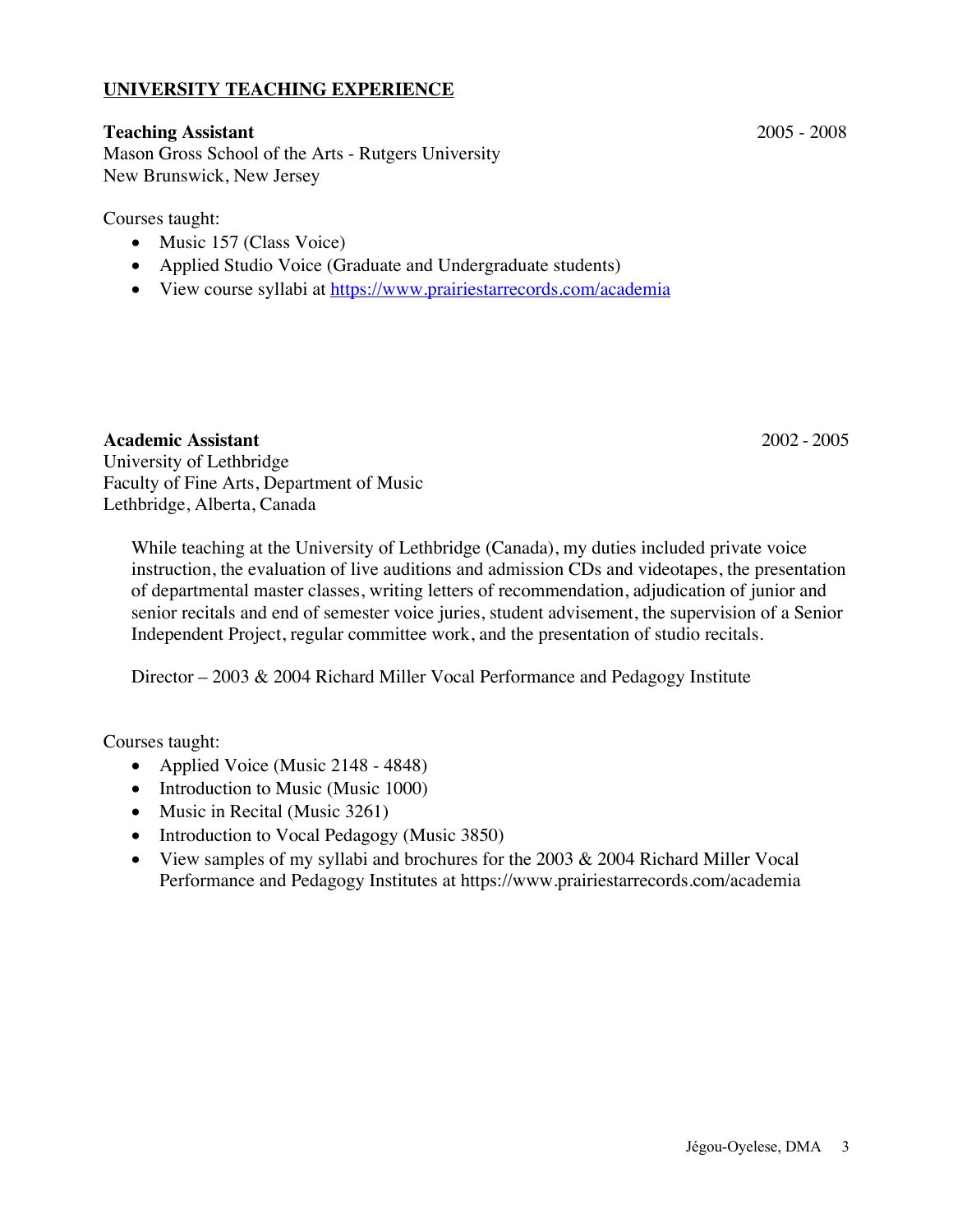## UNIVERSITY TEACHING EXPERIENCE

**Teaching Assistant** 2005 - 2008
Mason Gross School of the Arts - Rutgers University
New Brunswick, New Jersey

Courses taught:

- Music 157 (Class Voice)
- Applied Studio Voice (Graduate and Undergraduate students)
- View course syllabi at https://www.prairiestarrecords.com/academia

**Academic Assistant** 2002 - 2005
University of Lethbridge
Faculty of Fine Arts, Department of Music
Lethbridge, Alberta, Canada

While teaching at the University of Lethbridge (Canada), my duties included private voice instruction, the evaluation of live auditions and admission CDs and videotapes, the presentation of departmental master classes, writing letters of recommendation, adjudication of junior and senior recitals and end of semester voice juries, student advisement, the supervision of a Senior Independent Project, regular committee work, and the presentation of studio recitals.

Director – 2003 & 2004 Richard Miller Vocal Performance and Pedagogy Institute

Courses taught:

- Applied Voice (Music 2148 - 4848)
- Introduction to Music (Music 1000)
- Music in Recital (Music 3261)
- Introduction to Vocal Pedagogy (Music 3850)
- View samples of my syllabi and brochures for the 2003 & 2004 Richard Miller Vocal Performance and Pedagogy Institutes at https://www.prairiestarrecords.com/academia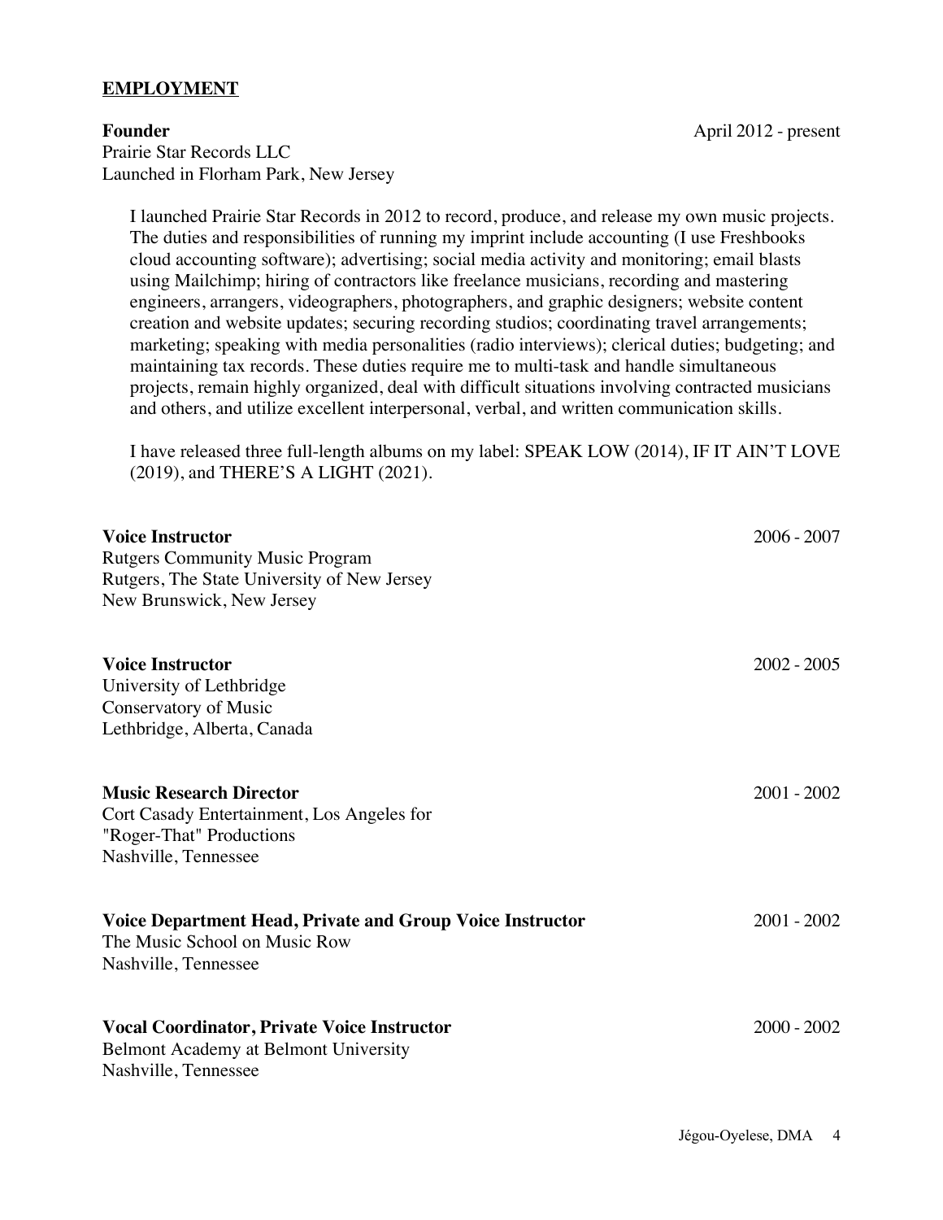## EMPLOYMENT

**Founder** April 2012 - present
Prairie Star Records LLC
Launched in Florham Park, New Jersey

I launched Prairie Star Records in 2012 to record, produce, and release my own music projects. The duties and responsibilities of running my imprint include accounting (I use Freshbooks cloud accounting software); advertising; social media activity and monitoring; email blasts using Mailchimp; hiring of contractors like freelance musicians, recording and mastering engineers, arrangers, videographers, photographers, and graphic designers; website content creation and website updates; securing recording studios; coordinating travel arrangements; marketing; speaking with media personalities (radio interviews); clerical duties; budgeting; and maintaining tax records. These duties require me to multi-task and handle simultaneous projects, remain highly organized, deal with difficult situations involving contracted musicians and others, and utilize excellent interpersonal, verbal, and written communication skills.

I have released three full-length albums on my label: SPEAK LOW (2014), IF IT AIN'T LOVE (2019), and THERE'S A LIGHT (2021).

**Voice Instructor** 2006 - 2007
Rutgers Community Music Program
Rutgers, The State University of New Jersey
New Brunswick, New Jersey

**Voice Instructor** 2002 - 2005
University of Lethbridge
Conservatory of Music
Lethbridge, Alberta, Canada

**Music Research Director** 2001 - 2002
Cort Casady Entertainment, Los Angeles for
"Roger-That" Productions
Nashville, Tennessee

**Voice Department Head, Private and Group Voice Instructor** 2001 - 2002
The Music School on Music Row
Nashville, Tennessee

**Vocal Coordinator, Private Voice Instructor** 2000 - 2002
Belmont Academy at Belmont University
Nashville, Tennessee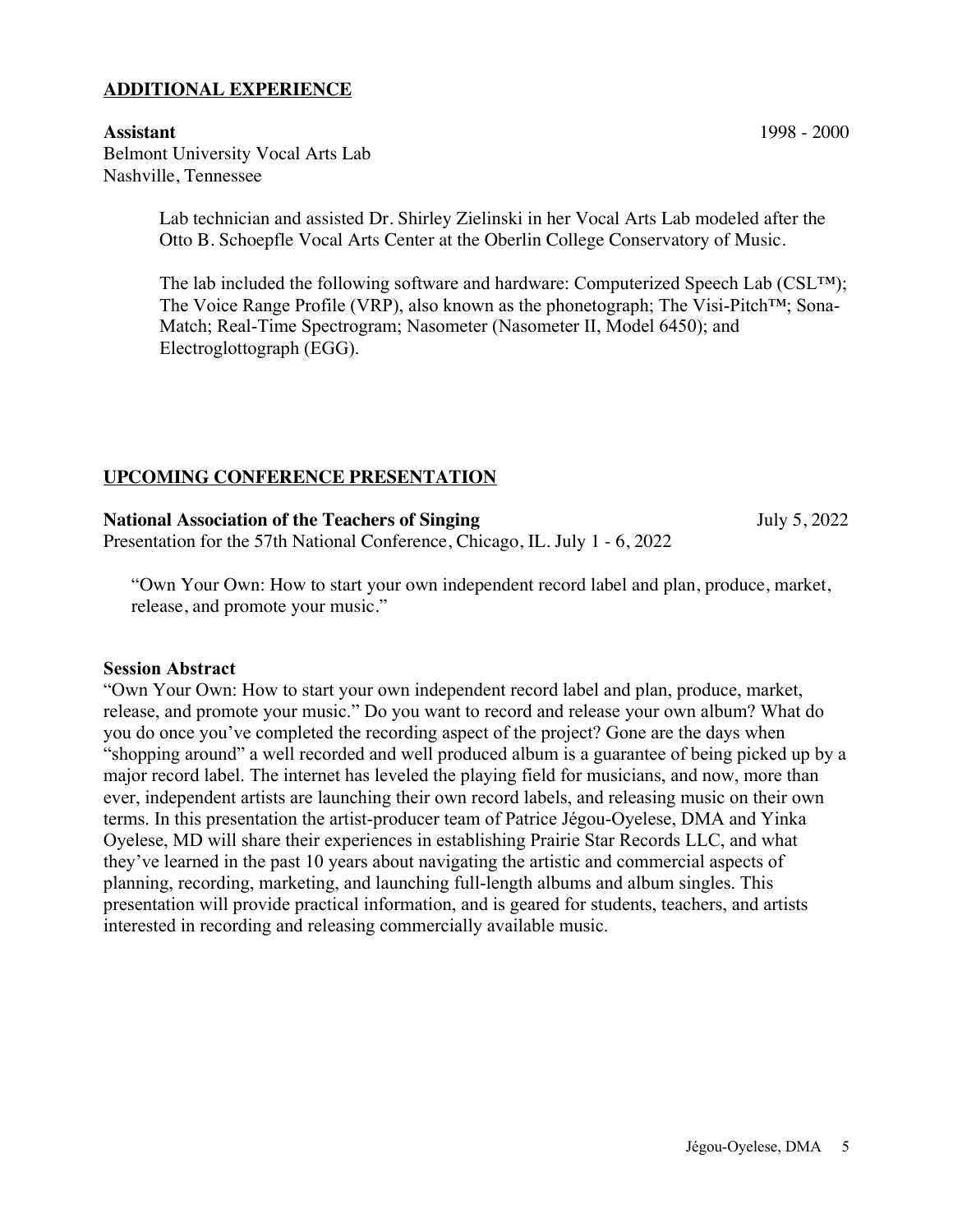## ADDITIONAL EXPERIENCE

**Assistant** 1998 - 2000
Belmont University Vocal Arts Lab
Nashville, Tennessee

Lab technician and assisted Dr. Shirley Zielinski in her Vocal Arts Lab modeled after the Otto B. Schoepfle Vocal Arts Center at the Oberlin College Conservatory of Music.

The lab included the following software and hardware: Computerized Speech Lab (CSL™); The Voice Range Profile (VRP), also known as the phonetograph; The Visi-Pitch™; Sona-Match; Real-Time Spectrogram; Nasometer (Nasometer II, Model 6450); and Electroglottograph (EGG).

## UPCOMING CONFERENCE PRESENTATION

**National Association of the Teachers of Singing** July 5, 2022
Presentation for the 57th National Conference, Chicago, IL. July 1 - 6, 2022

"Own Your Own: How to start your own independent record label and plan, produce, market, release, and promote your music."

**Session Abstract**
"Own Your Own: How to start your own independent record label and plan, produce, market, release, and promote your music." Do you want to record and release your own album? What do you do once you've completed the recording aspect of the project? Gone are the days when "shopping around" a well recorded and well produced album is a guarantee of being picked up by a major record label. The internet has leveled the playing field for musicians, and now, more than ever, independent artists are launching their own record labels, and releasing music on their own terms. In this presentation the artist-producer team of Patrice Jégou-Oyelese, DMA and Yinka Oyelese, MD will share their experiences in establishing Prairie Star Records LLC, and what they've learned in the past 10 years about navigating the artistic and commercial aspects of planning, recording, marketing, and launching full-length albums and album singles. This presentation will provide practical information, and is geared for students, teachers, and artists interested in recording and releasing commercially available music.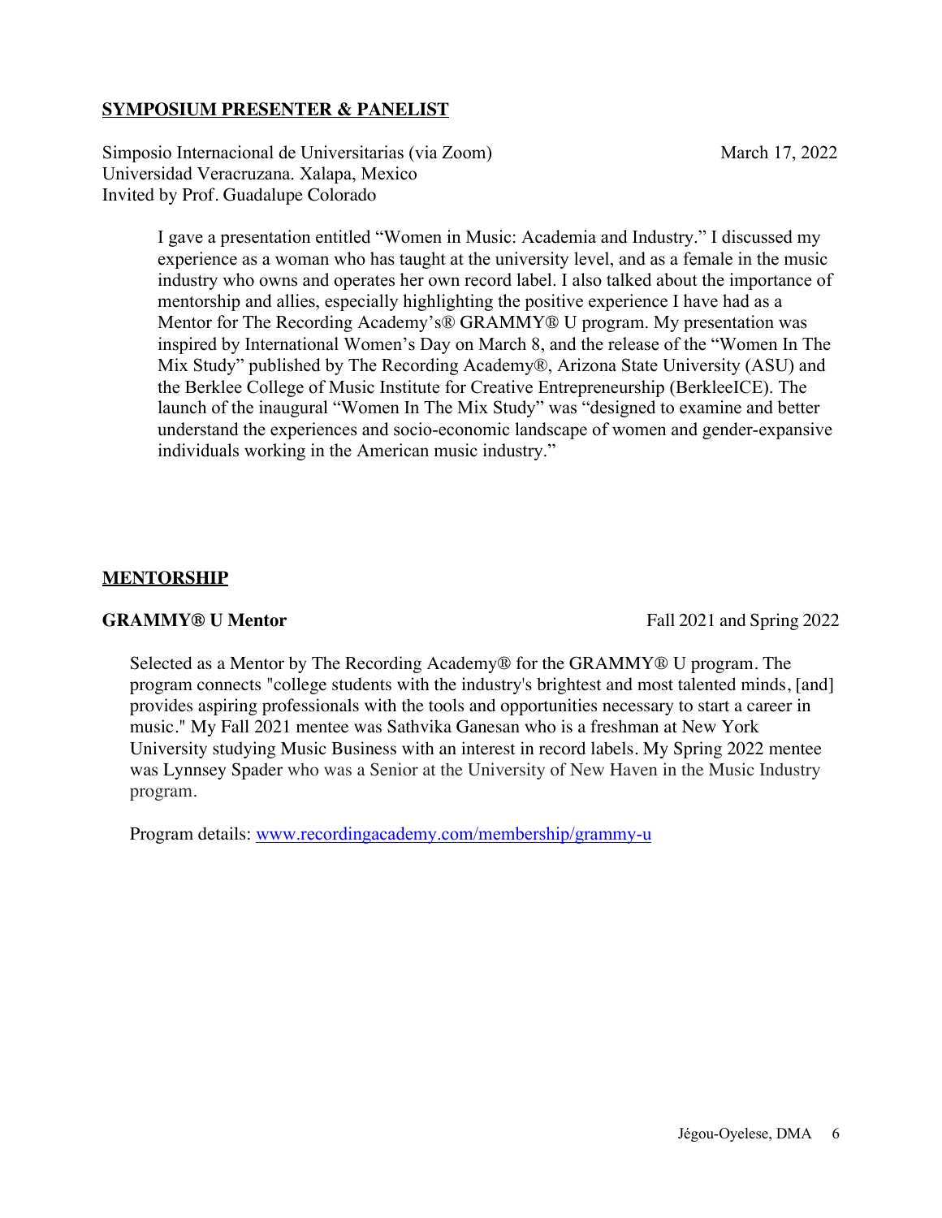## SYMPOSIUM PRESENTER & PANELIST

Simposio Internacional de Universitarias (via Zoom) — March 17, 2022
Universidad Veracruzana. Xalapa, Mexico
Invited by Prof. Guadalupe Colorado

I gave a presentation entitled "Women in Music: Academia and Industry." I discussed my experience as a woman who has taught at the university level, and as a female in the music industry who owns and operates her own record label. I also talked about the importance of mentorship and allies, especially highlighting the positive experience I have had as a Mentor for The Recording Academy's® GRAMMY® U program. My presentation was inspired by International Women's Day on March 8, and the release of the "Women In The Mix Study" published by The Recording Academy®, Arizona State University (ASU) and the Berklee College of Music Institute for Creative Entrepreneurship (BerkleeICE). The launch of the inaugural "Women In The Mix Study" was "designed to examine and better understand the experiences and socio-economic landscape of women and gender-expansive individuals working in the American music industry."

## MENTORSHIP

**GRAMMY® U Mentor** — Fall 2021 and Spring 2022

Selected as a Mentor by The Recording Academy® for the GRAMMY® U program. The program connects "college students with the industry's brightest and most talented minds, [and] provides aspiring professionals with the tools and opportunities necessary to start a career in music." My Fall 2021 mentee was Sathvika Ganesan who is a freshman at New York University studying Music Business with an interest in record labels. My Spring 2022 mentee was Lynnsey Spader who was a Senior at the University of New Haven in the Music Industry program.

Program details: [www.recordingacademy.com/membership/grammy-u](http://www.recordingacademy.com/membership/grammy-u)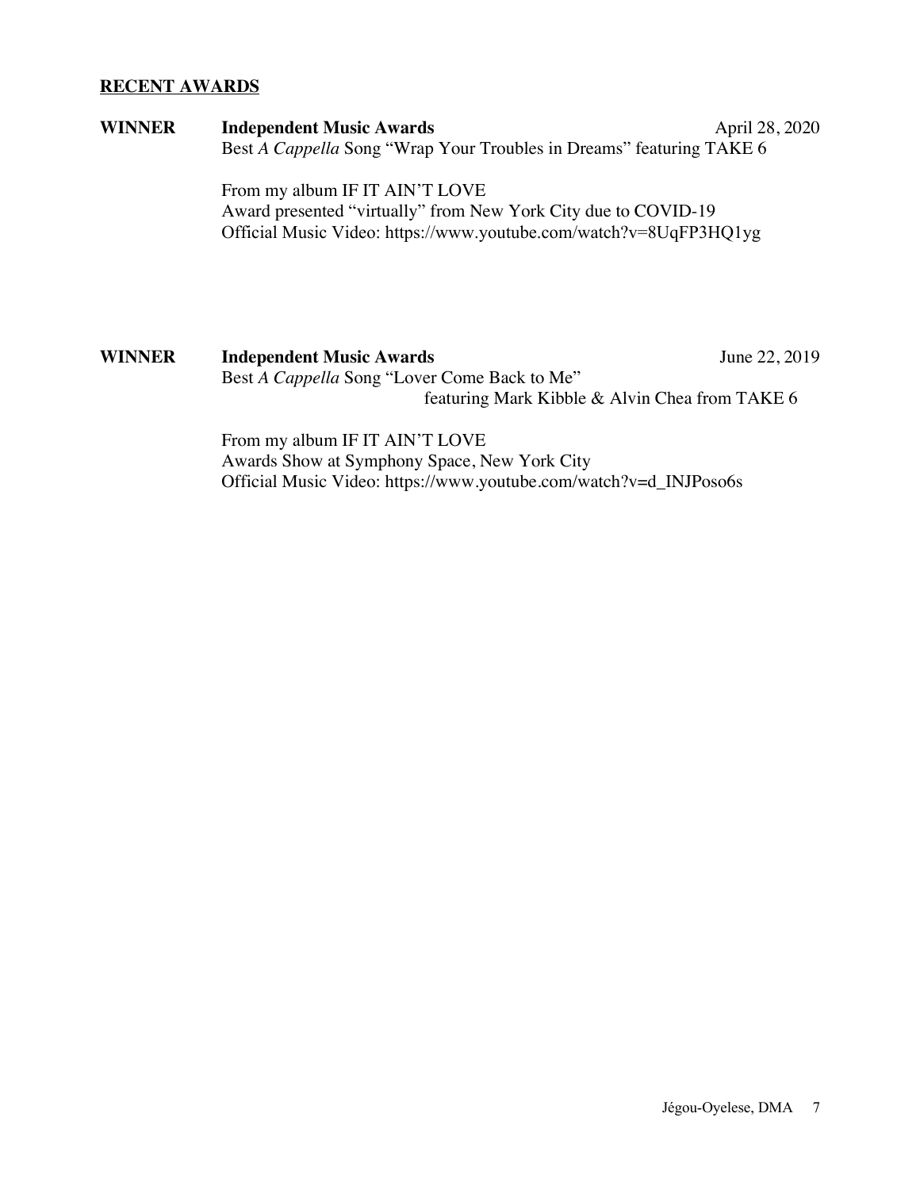## RECENT AWARDS

**WINNER** **Independent Music Awards** April 28, 2020

Best *A Cappella* Song "Wrap Your Troubles in Dreams" featuring TAKE 6

From my album IF IT AIN'T LOVE
Award presented "virtually" from New York City due to COVID-19
Official Music Video: https://www.youtube.com/watch?v=8UqFP3HQ1yg

**WINNER** **Independent Music Awards** June 22, 2019

Best *A Cappella* Song "Lover Come Back to Me" featuring Mark Kibble & Alvin Chea from TAKE 6

From my album IF IT AIN'T LOVE
Awards Show at Symphony Space, New York City
Official Music Video: https://www.youtube.com/watch?v=d_INJPoso6s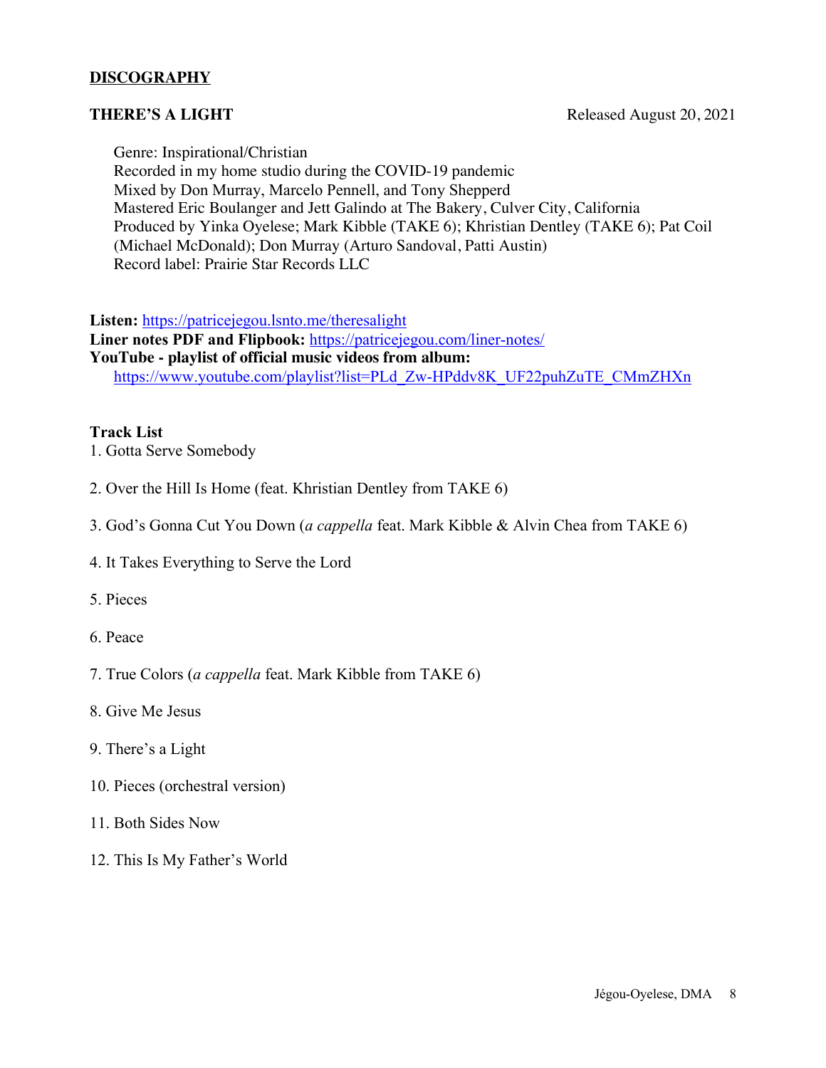## DISCOGRAPHY

**THERE'S A LIGHT** Released August 20, 2021

Genre: Inspirational/Christian
Recorded in my home studio during the COVID-19 pandemic
Mixed by Don Murray, Marcelo Pennell, and Tony Shepperd
Mastered Eric Boulanger and Jett Galindo at The Bakery, Culver City, California
Produced by Yinka Oyelese; Mark Kibble (TAKE 6); Khristian Dentley (TAKE 6); Pat Coil (Michael McDonald); Don Murray (Arturo Sandoval, Patti Austin)
Record label: Prairie Star Records LLC

**Listen:** https://patricejegou.lsnto.me/theresalight
**Liner notes PDF and Flipbook:** https://patricejegou.com/liner-notes/
**YouTube - playlist of official music videos from album:**
https://www.youtube.com/playlist?list=PLd_Zw-HPddv8K_UF22puhZuTE_CMmZHXn

**Track List**

1. Gotta Serve Somebody
2. Over the Hill Is Home (feat. Khristian Dentley from TAKE 6)
3. God's Gonna Cut You Down (*a cappella* feat. Mark Kibble & Alvin Chea from TAKE 6)
4. It Takes Everything to Serve the Lord
5. Pieces
6. Peace
7. True Colors (*a cappella* feat. Mark Kibble from TAKE 6)
8. Give Me Jesus
9. There's a Light
10. Pieces (orchestral version)
11. Both Sides Now
12. This Is My Father's World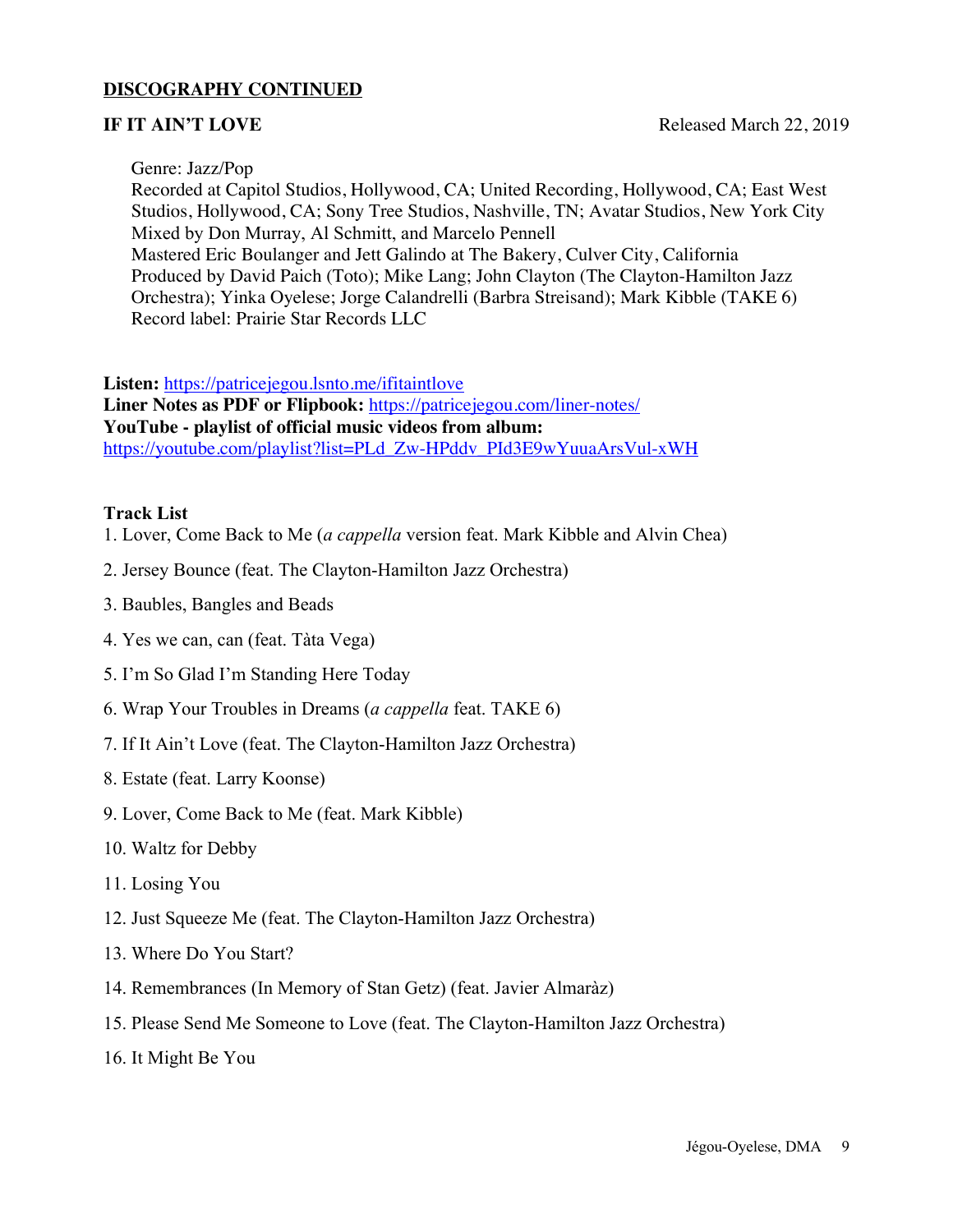## DISCOGRAPHY CONTINUED

**IF IT AIN'T LOVE** Released March 22, 2019

Genre: Jazz/Pop
Recorded at Capitol Studios, Hollywood, CA; United Recording, Hollywood, CA; East West Studios, Hollywood, CA; Sony Tree Studios, Nashville, TN; Avatar Studios, New York City
Mixed by Don Murray, Al Schmitt, and Marcelo Pennell
Mastered Eric Boulanger and Jett Galindo at The Bakery, Culver City, California
Produced by David Paich (Toto); Mike Lang; John Clayton (The Clayton-Hamilton Jazz Orchestra); Yinka Oyelese; Jorge Calandrelli (Barbra Streisand); Mark Kibble (TAKE 6)
Record label: Prairie Star Records LLC

**Listen:** https://patricejegou.lsnto.me/ifitaintlove
**Liner Notes as PDF or Flipbook:** https://patricejegou.com/liner-notes/
**YouTube - playlist of official music videos from album:**
https://youtube.com/playlist?list=PLd_Zw-HPddv_PId3E9wYuuaArsVul-xWH

**Track List**

1. Lover, Come Back to Me (*a cappella* version feat. Mark Kibble and Alvin Chea)
2. Jersey Bounce (feat. The Clayton-Hamilton Jazz Orchestra)
3. Baubles, Bangles and Beads
4. Yes we can, can (feat. Tàta Vega)
5. I'm So Glad I'm Standing Here Today
6. Wrap Your Troubles in Dreams (*a cappella* feat. TAKE 6)
7. If It Ain't Love (feat. The Clayton-Hamilton Jazz Orchestra)
8. Estate (feat. Larry Koonse)
9. Lover, Come Back to Me (feat. Mark Kibble)
10. Waltz for Debby
11. Losing You
12. Just Squeeze Me (feat. The Clayton-Hamilton Jazz Orchestra)
13. Where Do You Start?
14. Remembrances (In Memory of Stan Getz) (feat. Javier Almaràz)
15. Please Send Me Someone to Love (feat. The Clayton-Hamilton Jazz Orchestra)
16. It Might Be You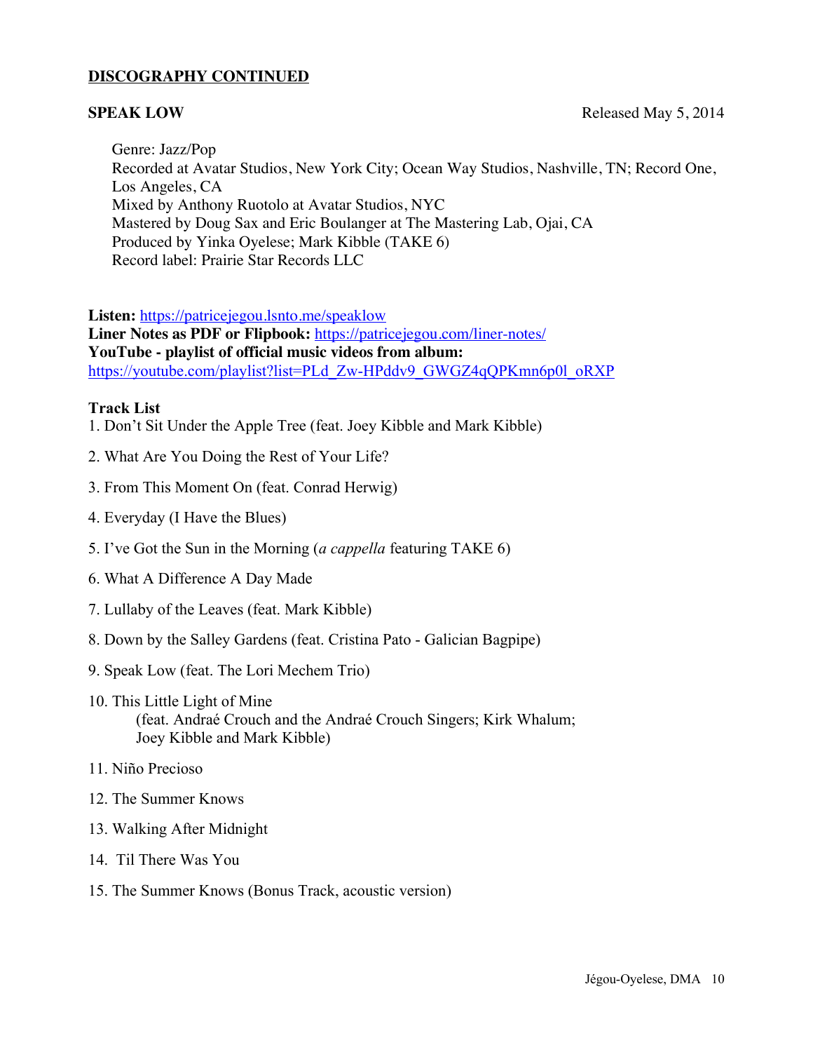## DISCOGRAPHY CONTINUED

**SPEAK LOW** Released May 5, 2014

Genre: Jazz/Pop
Recorded at Avatar Studios, New York City; Ocean Way Studios, Nashville, TN; Record One, Los Angeles, CA
Mixed by Anthony Ruotolo at Avatar Studios, NYC
Mastered by Doug Sax and Eric Boulanger at The Mastering Lab, Ojai, CA
Produced by Yinka Oyelese; Mark Kibble (TAKE 6)
Record label: Prairie Star Records LLC

**Listen:** https://patricejegou.lsnto.me/speaklow
**Liner Notes as PDF or Flipbook:** https://patricejegou.com/liner-notes/
**YouTube - playlist of official music videos from album:**
https://youtube.com/playlist?list=PLd_Zw-HPddv9_GWGZ4qQPKmn6p0l_oRXP

**Track List**

1. Don't Sit Under the Apple Tree (feat. Joey Kibble and Mark Kibble)
2. What Are You Doing the Rest of Your Life?
3. From This Moment On (feat. Conrad Herwig)
4. Everyday (I Have the Blues)
5. I've Got the Sun in the Morning (*a cappella* featuring TAKE 6)
6. What A Difference A Day Made
7. Lullaby of the Leaves (feat. Mark Kibble)
8. Down by the Salley Gardens (feat. Cristina Pato - Galician Bagpipe)
9. Speak Low (feat. The Lori Mechem Trio)
10. This Little Light of Mine
    (feat. Andraé Crouch and the Andraé Crouch Singers; Kirk Whalum; Joey Kibble and Mark Kibble)
11. Niño Precioso
12. The Summer Knows
13. Walking After Midnight
14. Til There Was You
15. The Summer Knows (Bonus Track, acoustic version)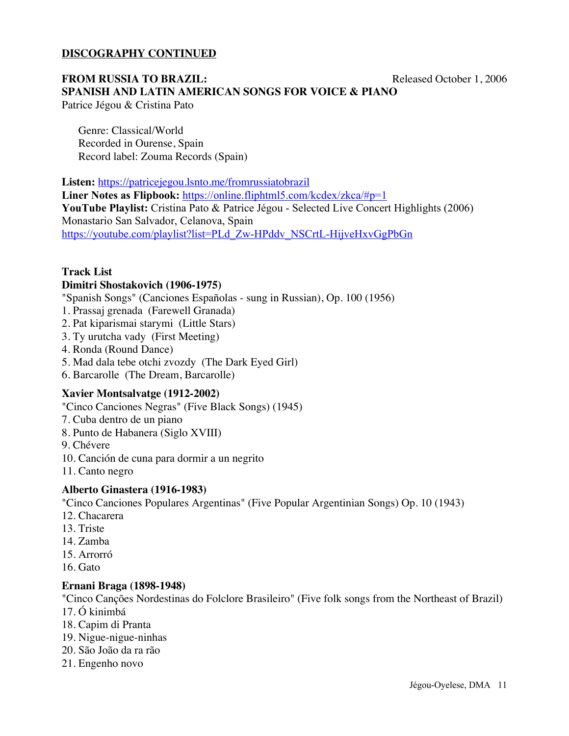## DISCOGRAPHY CONTINUED

**FROM RUSSIA TO BRAZIL:** Released October 1, 2006
**SPANISH AND LATIN AMERICAN SONGS FOR VOICE & PIANO**
Patrice Jégou & Cristina Pato

Genre: Classical/World
Recorded in Ourense, Spain
Record label: Zouma Records (Spain)

**Listen:** https://patricejegou.lnsto.me/fromrussiatobrazil
**Liner Notes as Flipbook:** https://online.fliphtml5.com/kcdex/zkca/#p=1
**YouTube Playlist:** Cristina Pato & Patrice Jégou - Selected Live Concert Highlights (2006)
Monastario San Salvador, Celanova, Spain
https://youtube.com/playlist?list=PLd_Zw-HPddv_NSCrtL-HijveHxvGgPbGn

### Track List

**Dimitri Shostakovich (1906-1975)**
"Spanish Songs" (Canciones Españolas - sung in Russian), Op. 100 (1956)
1. Prassaj grenada (Farewell Granada)
2. Pat kiparismai starymi (Little Stars)
3. Ty urutcha vady (First Meeting)
4. Ronda (Round Dance)
5. Mad dala tebe otchi zvozdy (The Dark Eyed Girl)
6. Barcarolle (The Dream, Barcarolle)

**Xavier Montsalvatge (1912-2002)**
"Cinco Canciones Negras" (Five Black Songs) (1945)
7. Cuba dentro de un piano
8. Punto de Habanera (Siglo XVIII)
9. Chévere
10. Canción de cuna para dormir a un negrito
11. Canto negro

**Alberto Ginastera (1916-1983)**
"Cinco Canciones Populares Argentinas" (Five Popular Argentinian Songs) Op. 10 (1943)
12. Chacarera
13. Triste
14. Zamba
15. Arrorró
16. Gato

**Ernani Braga (1898-1948)**
"Cinco Canções Nordestinas do Folclore Brasileiro" (Five folk songs from the Northeast of Brazil)
17. Ó kinimbá
18. Capim di Pranta
19. Nigue-nigue-ninhas
20. São João da ra rão
21. Engenho novo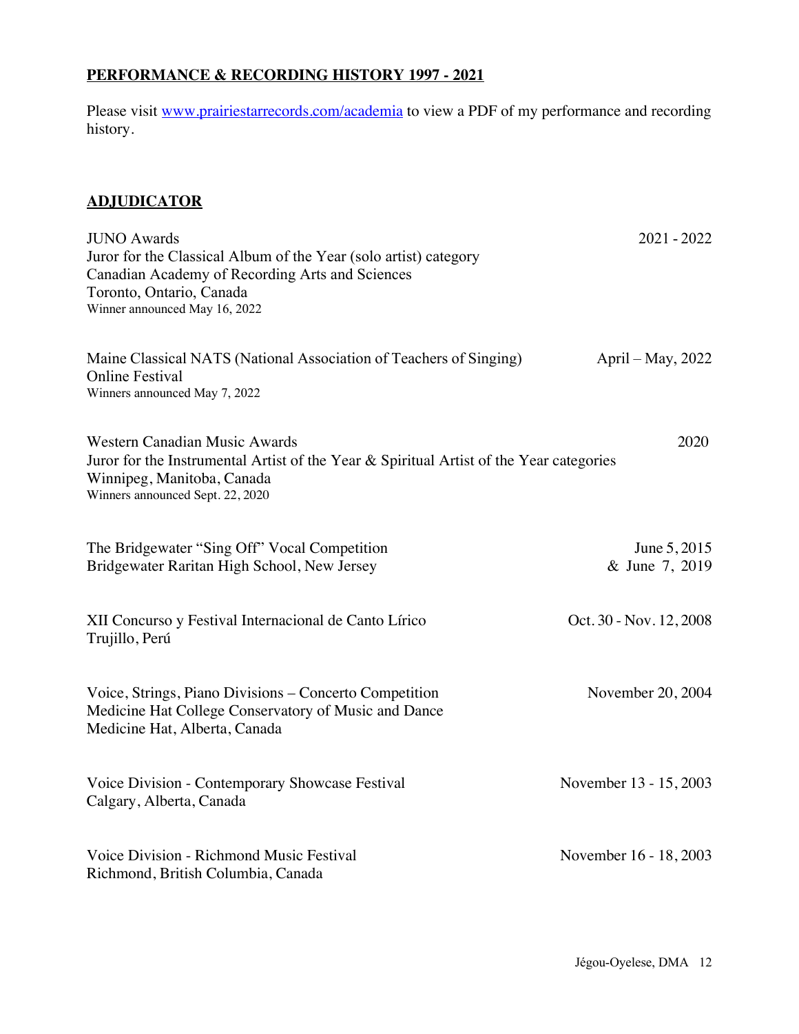**PERFORMANCE & RECORDING HISTORY 1997 - 2021**

Please visit [www.prairiestarrecords.com/academia](http://www.prairiestarrecords.com/academia) to view a PDF of my performance and recording history.

**ADJUDICATOR**

JUNO Awards — 2021 - 2022
Juror for the Classical Album of the Year (solo artist) category
Canadian Academy of Recording Arts and Sciences
Toronto, Ontario, Canada
Winner announced May 16, 2022

Maine Classical NATS (National Association of Teachers of Singing) Online Festival — April – May, 2022
Winners announced May 7, 2022

Western Canadian Music Awards — 2020
Juror for the Instrumental Artist of the Year & Spiritual Artist of the Year categories
Winnipeg, Manitoba, Canada
Winners announced Sept. 22, 2020

The Bridgewater "Sing Off" Vocal Competition — June 5, 2015 & June 7, 2019
Bridgewater Raritan High School, New Jersey

XII Concurso y Festival Internacional de Canto Lírico — Oct. 30 - Nov. 12, 2008
Trujillo, Perú

Voice, Strings, Piano Divisions – Concerto Competition — November 20, 2004
Medicine Hat College Conservatory of Music and Dance
Medicine Hat, Alberta, Canada

Voice Division - Contemporary Showcase Festival — November 13 - 15, 2003
Calgary, Alberta, Canada

Voice Division - Richmond Music Festival — November 16 - 18, 2003
Richmond, British Columbia, Canada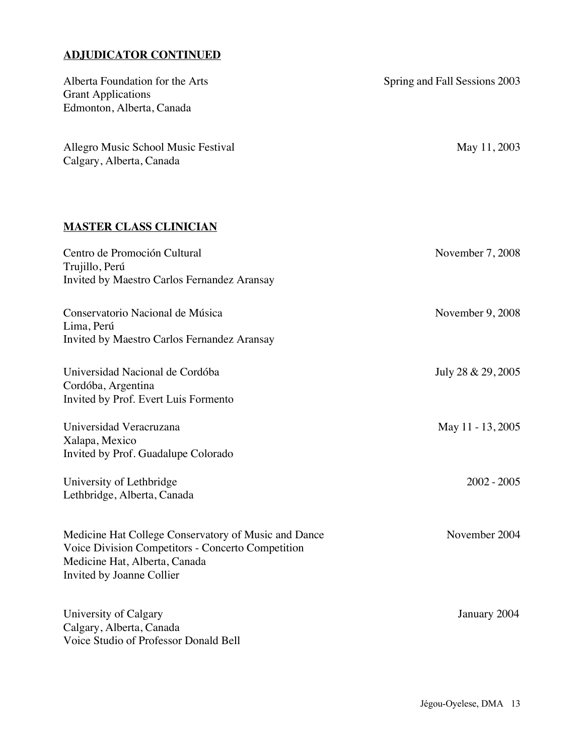## ADJUDICATOR CONTINUED

Alberta Foundation for the Arts — Spring and Fall Sessions 2003
Grant Applications
Edmonton, Alberta, Canada

Allegro Music School Music Festival — May 11, 2003
Calgary, Alberta, Canada

## MASTER CLASS CLINICIAN

Centro de Promoción Cultural — November 7, 2008
Trujillo, Perú
Invited by Maestro Carlos Fernandez Aransay

Conservatorio Nacional de Música — November 9, 2008
Lima, Perú
Invited by Maestro Carlos Fernandez Aransay

Universidad Nacional de Cordóba — July 28 & 29, 2005
Cordóba, Argentina
Invited by Prof. Evert Luis Formento

Universidad Veracruzana — May 11 - 13, 2005
Xalapa, Mexico
Invited by Prof. Guadalupe Colorado

University of Lethbridge — 2002 - 2005
Lethbridge, Alberta, Canada

Medicine Hat College Conservatory of Music and Dance — November 2004
Voice Division Competitors - Concerto Competition
Medicine Hat, Alberta, Canada
Invited by Joanne Collier

University of Calgary — January 2004
Calgary, Alberta, Canada
Voice Studio of Professor Donald Bell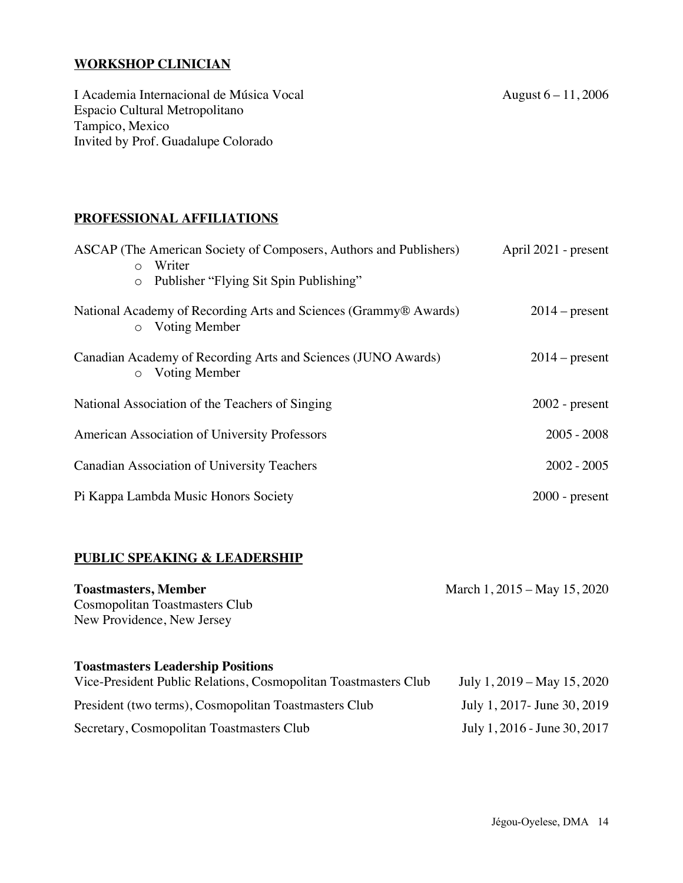## WORKSHOP CLINICIAN

I Academia Internacional de Música Vocal — August 6 – 11, 2006
Espacio Cultural Metropolitano
Tampico, Mexico
Invited by Prof. Guadalupe Colorado

## PROFESSIONAL AFFILIATIONS

ASCAP (The American Society of Composers, Authors and Publishers) — April 2021 - present
- Writer
- Publisher "Flying Sit Spin Publishing"

National Academy of Recording Arts and Sciences (Grammy® Awards) — 2014 – present
- Voting Member

Canadian Academy of Recording Arts and Sciences (JUNO Awards) — 2014 – present
- Voting Member

National Association of the Teachers of Singing — 2002 - present

American Association of University Professors — 2005 - 2008

Canadian Association of University Teachers — 2002 - 2005

Pi Kappa Lambda Music Honors Society — 2000 - present

## PUBLIC SPEAKING & LEADERSHIP

**Toastmasters, Member** — March 1, 2015 – May 15, 2020
Cosmopolitan Toastmasters Club
New Providence, New Jersey

**Toastmasters Leadership Positions**

Vice-President Public Relations, Cosmopolitan Toastmasters Club — July 1, 2019 – May 15, 2020

President (two terms), Cosmopolitan Toastmasters Club — July 1, 2017- June 30, 2019

Secretary, Cosmopolitan Toastmasters Club — July 1, 2016 - June 30, 2017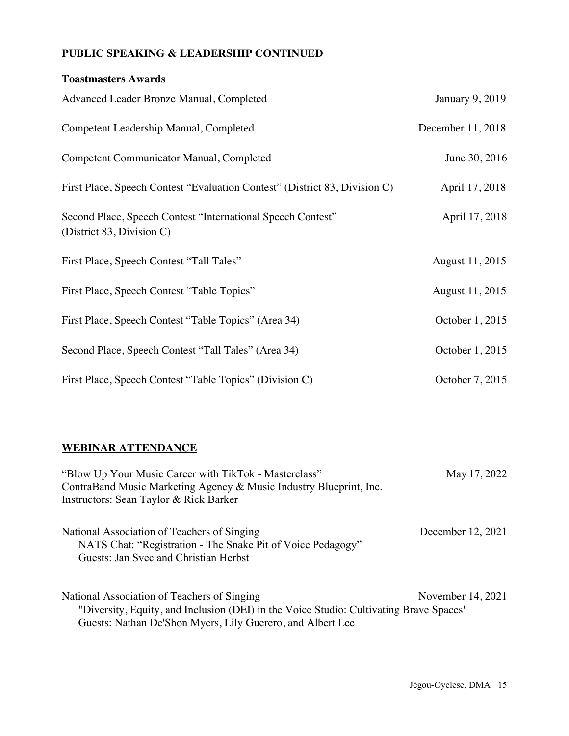## **PUBLIC SPEAKING & LEADERSHIP CONTINUED**

### Toastmasters Awards

Advanced Leader Bronze Manual, Completed — January 9, 2019

Competent Leadership Manual, Completed — December 11, 2018

Competent Communicator Manual, Completed — June 30, 2016

First Place, Speech Contest "Evaluation Contest" (District 83, Division C) — April 17, 2018

Second Place, Speech Contest "International Speech Contest" (District 83, Division C) — April 17, 2018

First Place, Speech Contest "Tall Tales" — August 11, 2015

First Place, Speech Contest "Table Topics" — August 11, 2015

First Place, Speech Contest "Table Topics" (Area 34) — October 1, 2015

Second Place, Speech Contest "Tall Tales" (Area 34) — October 1, 2015

First Place, Speech Contest "Table Topics" (Division C) — October 7, 2015

## **WEBINAR ATTENDANCE**

"Blow Up Your Music Career with TikTok - Masterclass" — May 17, 2022
ContraBand Music Marketing Agency & Music Industry Blueprint, Inc.
Instructors: Sean Taylor & Rick Barker

National Association of Teachers of Singing — December 12, 2021
NATS Chat: "Registration - The Snake Pit of Voice Pedagogy"
Guests: Jan Svec and Christian Herbst

National Association of Teachers of Singing — November 14, 2021
"Diversity, Equity, and Inclusion (DEI) in the Voice Studio: Cultivating Brave Spaces"
Guests: Nathan De'Shon Myers, Lily Guerero, and Albert Lee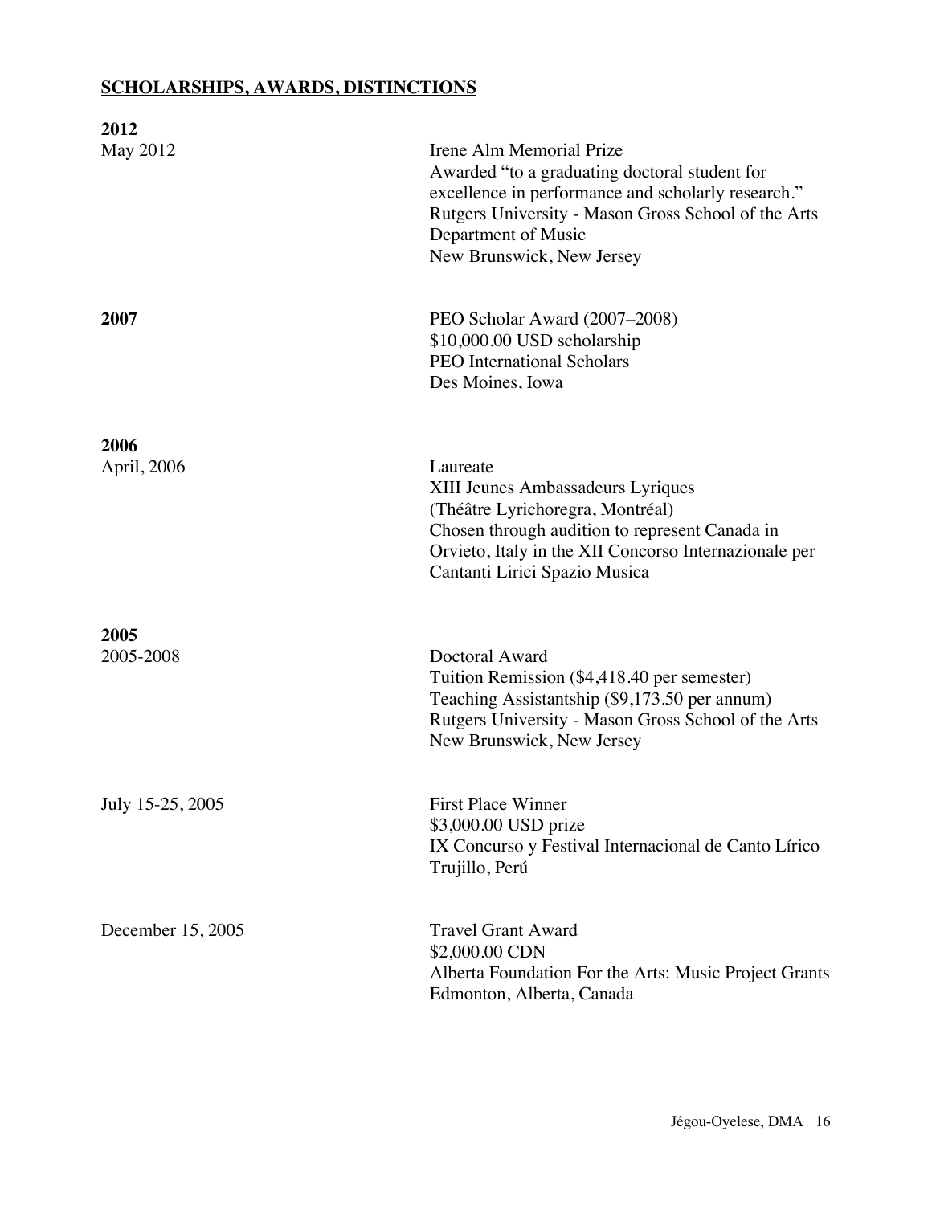## SCHOLARSHIPS, AWARDS, DISTINCTIONS

### 2012

**May 2012**

Irene Alm Memorial Prize
Awarded "to a graduating doctoral student for excellence in performance and scholarly research."
Rutgers University - Mason Gross School of the Arts
Department of Music
New Brunswick, New Jersey

### 2007

PEO Scholar Award (2007–2008)
$10,000.00 USD scholarship
PEO International Scholars
Des Moines, Iowa

### 2006

**April, 2006**

Laureate
XIII Jeunes Ambassadeurs Lyriques
(Théâtre Lyrichoregra, Montréal)
Chosen through audition to represent Canada in Orvieto, Italy in the XII Concorso Internazionale per Cantanti Lirici Spazio Musica

### 2005

**2005-2008**

Doctoral Award
Tuition Remission ($4,418.40 per semester)
Teaching Assistantship ($9,173.50 per annum)
Rutgers University - Mason Gross School of the Arts
New Brunswick, New Jersey

**July 15-25, 2005**

First Place Winner
$3,000.00 USD prize
IX Concurso y Festival Internacional de Canto Lírico
Trujillo, Perú

**December 15, 2005**

Travel Grant Award
$2,000.00 CDN
Alberta Foundation For the Arts: Music Project Grants
Edmonton, Alberta, Canada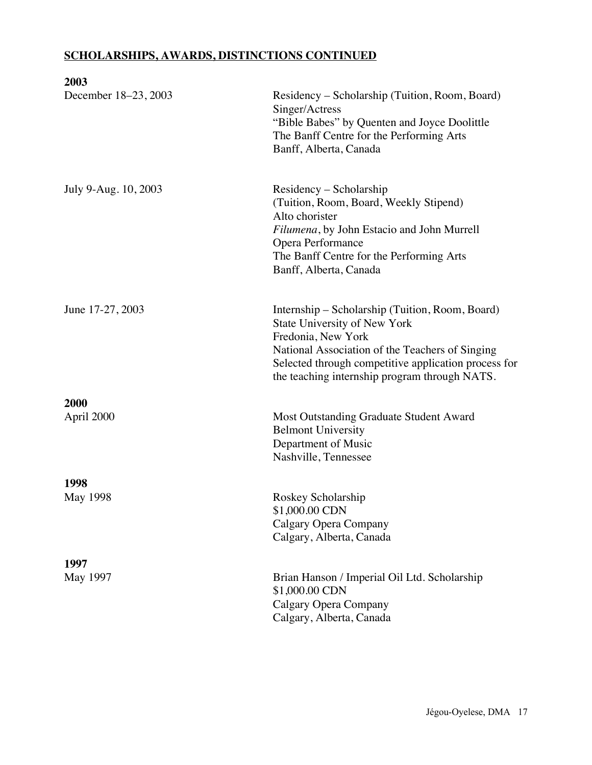## SCHOLARSHIPS, AWARDS, DISTINCTIONS CONTINUED

**2003**

December 18–23, 2003
Residency – Scholarship (Tuition, Room, Board)
Singer/Actress
"Bible Babes" by Quenten and Joyce Doolittle
The Banff Centre for the Performing Arts
Banff, Alberta, Canada

July 9-Aug. 10, 2003
Residency – Scholarship
(Tuition, Room, Board, Weekly Stipend)
Alto chorister
*Filumena*, by John Estacio and John Murrell
Opera Performance
The Banff Centre for the Performing Arts
Banff, Alberta, Canada

June 17-27, 2003
Internship – Scholarship (Tuition, Room, Board)
State University of New York
Fredonia, New York
National Association of the Teachers of Singing
Selected through competitive application process for the teaching internship program through NATS.

**2000**

April 2000
Most Outstanding Graduate Student Award
Belmont University
Department of Music
Nashville, Tennessee

**1998**

May 1998
Roskey Scholarship
$1,000.00 CDN
Calgary Opera Company
Calgary, Alberta, Canada

**1997**

May 1997
Brian Hanson / Imperial Oil Ltd. Scholarship
$1,000.00 CDN
Calgary Opera Company
Calgary, Alberta, Canada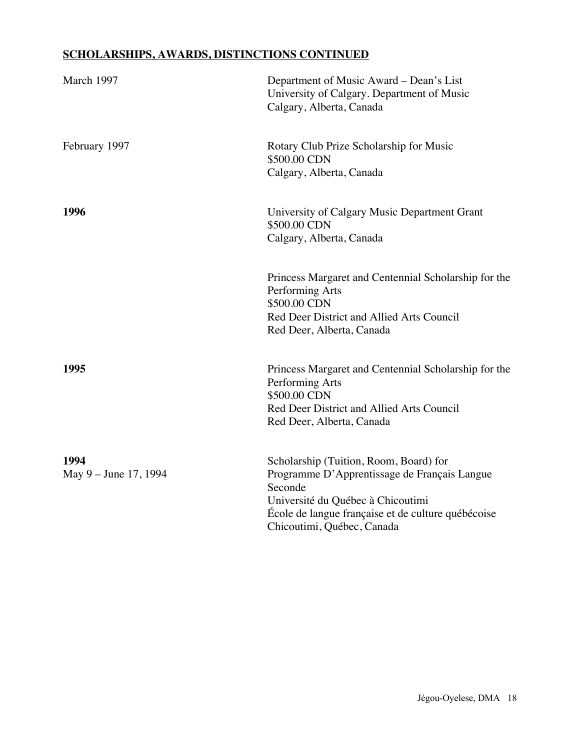## SCHOLARSHIPS, AWARDS, DISTINCTIONS CONTINUED

| | |
|---|---|
| March 1997 | Department of Music Award – Dean's List<br>University of Calgary. Department of Music<br>Calgary, Alberta, Canada |
| February 1997 | Rotary Club Prize Scholarship for Music<br>$500.00 CDN<br>Calgary, Alberta, Canada |
| **1996** | University of Calgary Music Department Grant<br>$500.00 CDN<br>Calgary, Alberta, Canada |
| | Princess Margaret and Centennial Scholarship for the Performing Arts<br>$500.00 CDN<br>Red Deer District and Allied Arts Council<br>Red Deer, Alberta, Canada |
| **1995** | Princess Margaret and Centennial Scholarship for the Performing Arts<br>$500.00 CDN<br>Red Deer District and Allied Arts Council<br>Red Deer, Alberta, Canada |
| **1994**<br>May 9 – June 17, 1994 | Scholarship (Tuition, Room, Board) for<br>Programme D'Apprentissage de Français Langue Seconde<br>Université du Québec à Chicoutimi<br>École de langue française et de culture québécoise<br>Chicoutimi, Québec, Canada |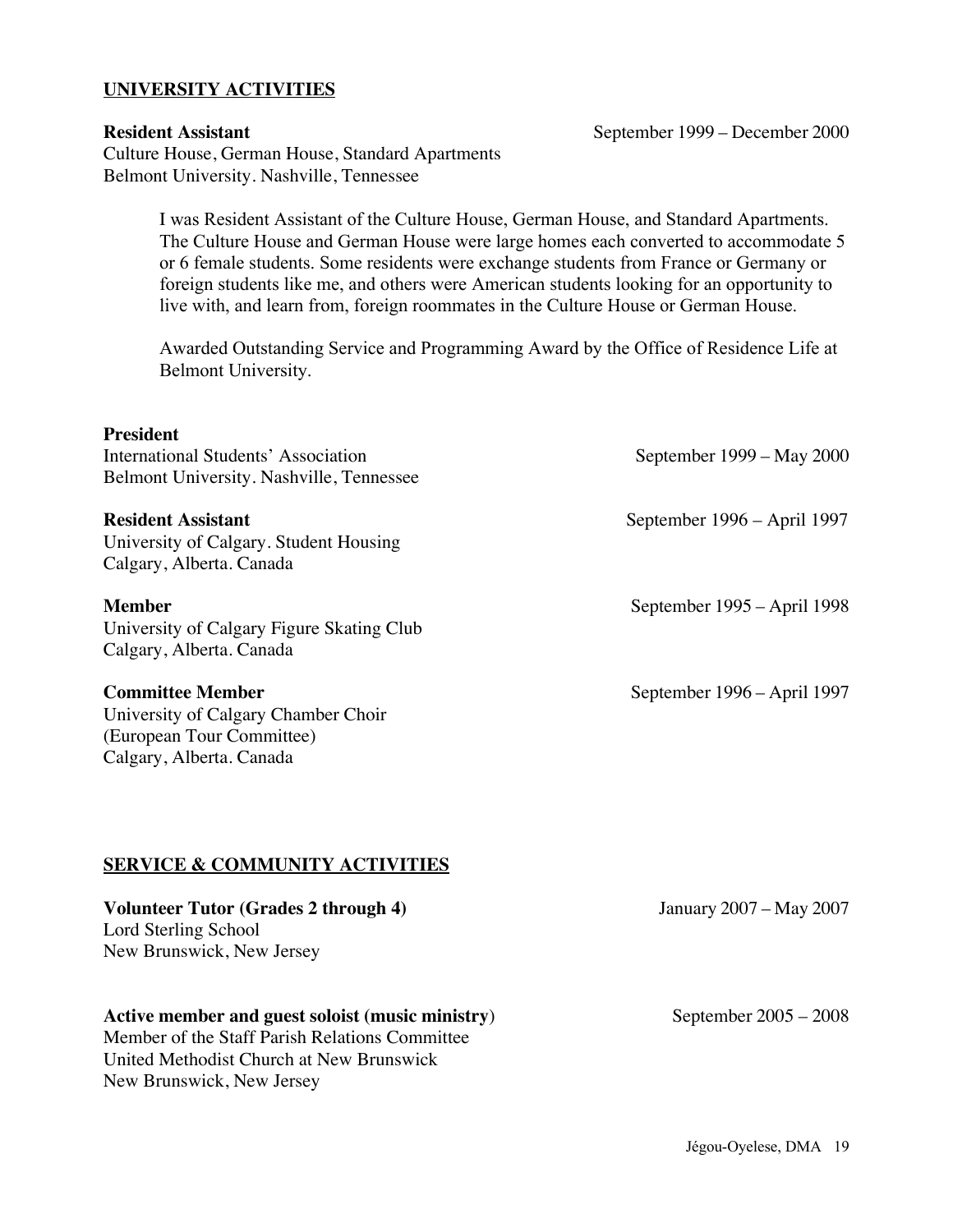## UNIVERSITY ACTIVITIES

**Resident Assistant** September 1999 – December 2000
Culture House, German House, Standard Apartments
Belmont University. Nashville, Tennessee

> I was Resident Assistant of the Culture House, German House, and Standard Apartments. The Culture House and German House were large homes each converted to accommodate 5 or 6 female students. Some residents were exchange students from France or Germany or foreign students like me, and others were American students looking for an opportunity to live with, and learn from, foreign roommates in the Culture House or German House.
>
> Awarded Outstanding Service and Programming Award by the Office of Residence Life at Belmont University.

**President**
International Students' Association September 1999 – May 2000
Belmont University. Nashville, Tennessee

**Resident Assistant** September 1996 – April 1997
University of Calgary. Student Housing
Calgary, Alberta. Canada

**Member** September 1995 – April 1998
University of Calgary Figure Skating Club
Calgary, Alberta. Canada

**Committee Member** September 1996 – April 1997
University of Calgary Chamber Choir
(European Tour Committee)
Calgary, Alberta. Canada

## SERVICE & COMMUNITY ACTIVITIES

**Volunteer Tutor (Grades 2 through 4)** January 2007 – May 2007
Lord Sterling School
New Brunswick, New Jersey

**Active member and guest soloist (music ministry)** September 2005 – 2008
Member of the Staff Parish Relations Committee
United Methodist Church at New Brunswick
New Brunswick, New Jersey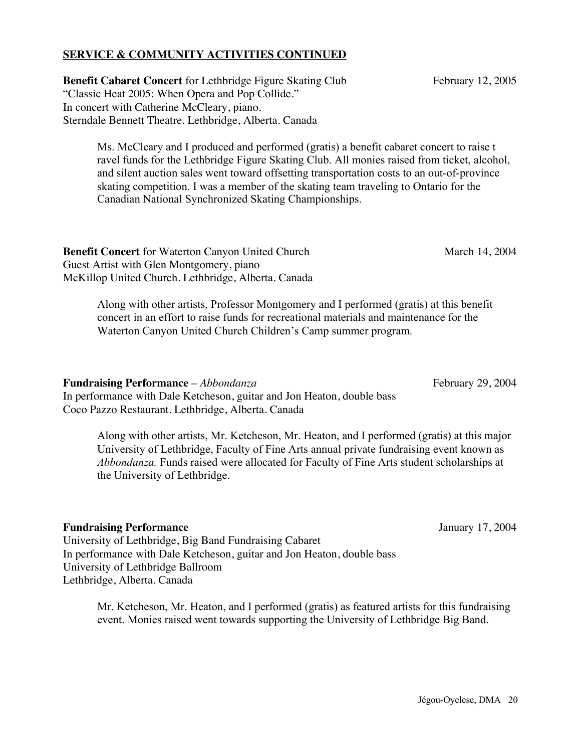**SERVICE & COMMUNITY ACTIVITIES CONTINUED**

**Benefit Cabaret Concert** for Lethbridge Figure Skating Club February 12, 2005
"Classic Heat 2005: When Opera and Pop Collide."
In concert with Catherine McCleary, piano.
Sterndale Bennett Theatre. Lethbridge, Alberta. Canada

Ms. McCleary and I produced and performed (gratis) a benefit cabaret concert to raise t ravel funds for the Lethbridge Figure Skating Club. All monies raised from ticket, alcohol, and silent auction sales went toward offsetting transportation costs to an out-of-province skating competition. I was a member of the skating team traveling to Ontario for the Canadian National Synchronized Skating Championships.

**Benefit Concert** for Waterton Canyon United Church March 14, 2004
Guest Artist with Glen Montgomery, piano
McKillop United Church. Lethbridge, Alberta. Canada

Along with other artists, Professor Montgomery and I performed (gratis) at this benefit concert in an effort to raise funds for recreational materials and maintenance for the Waterton Canyon United Church Children's Camp summer program.

**Fundraising Performance** – *Abbondanza* February 29, 2004
In performance with Dale Ketcheson, guitar and Jon Heaton, double bass
Coco Pazzo Restaurant. Lethbridge, Alberta. Canada

Along with other artists, Mr. Ketcheson, Mr. Heaton, and I performed (gratis) at this major University of Lethbridge, Faculty of Fine Arts annual private fundraising event known as *Abbondanza.* Funds raised were allocated for Faculty of Fine Arts student scholarships at the University of Lethbridge.

**Fundraising Performance** January 17, 2004
University of Lethbridge, Big Band Fundraising Cabaret
In performance with Dale Ketcheson, guitar and Jon Heaton, double bass
University of Lethbridge Ballroom
Lethbridge, Alberta. Canada

Mr. Ketcheson, Mr. Heaton, and I performed (gratis) as featured artists for this fundraising event. Monies raised went towards supporting the University of Lethbridge Big Band.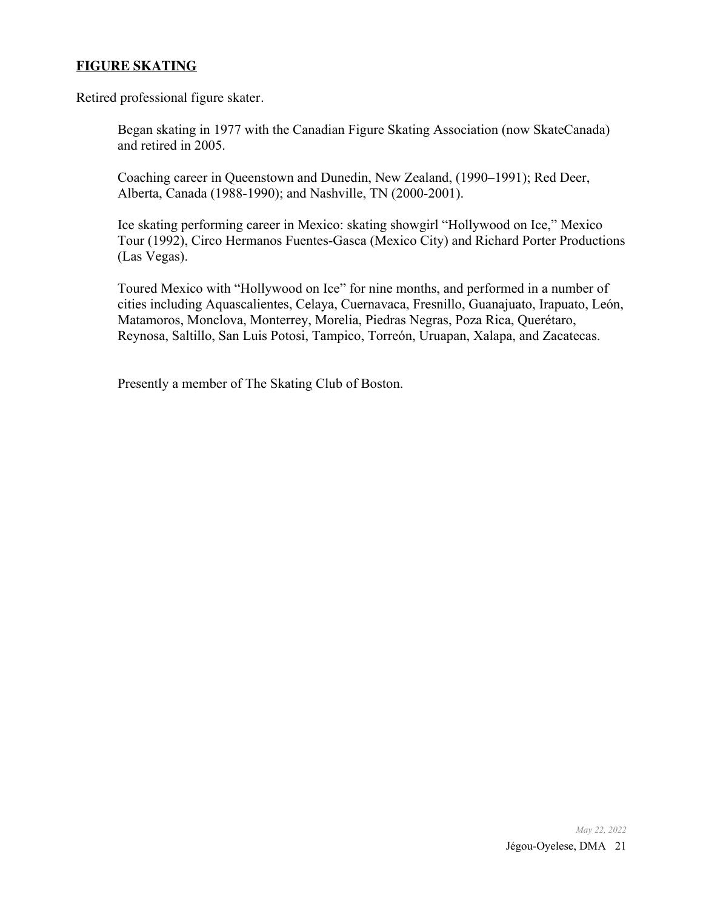## **FIGURE SKATING**

Retired professional figure skater.

Began skating in 1977 with the Canadian Figure Skating Association (now SkateCanada) and retired in 2005.

Coaching career in Queenstown and Dunedin, New Zealand, (1990–1991); Red Deer, Alberta, Canada (1988-1990); and Nashville, TN (2000-2001).

Ice skating performing career in Mexico: skating showgirl "Hollywood on Ice," Mexico Tour (1992), Circo Hermanos Fuentes-Gasca (Mexico City) and Richard Porter Productions (Las Vegas).

Toured Mexico with "Hollywood on Ice" for nine months, and performed in a number of cities including Aquascalientes, Celaya, Cuernavaca, Fresnillo, Guanajuato, Irapuato, León, Matamoros, Monclova, Monterrey, Morelia, Piedras Negras, Poza Rica, Querétaro, Reynosa, Saltillo, San Luis Potosi, Tampico, Torreón, Uruapan, Xalapa, and Zacatecas.

Presently a member of The Skating Club of Boston.

*May 22, 2022*